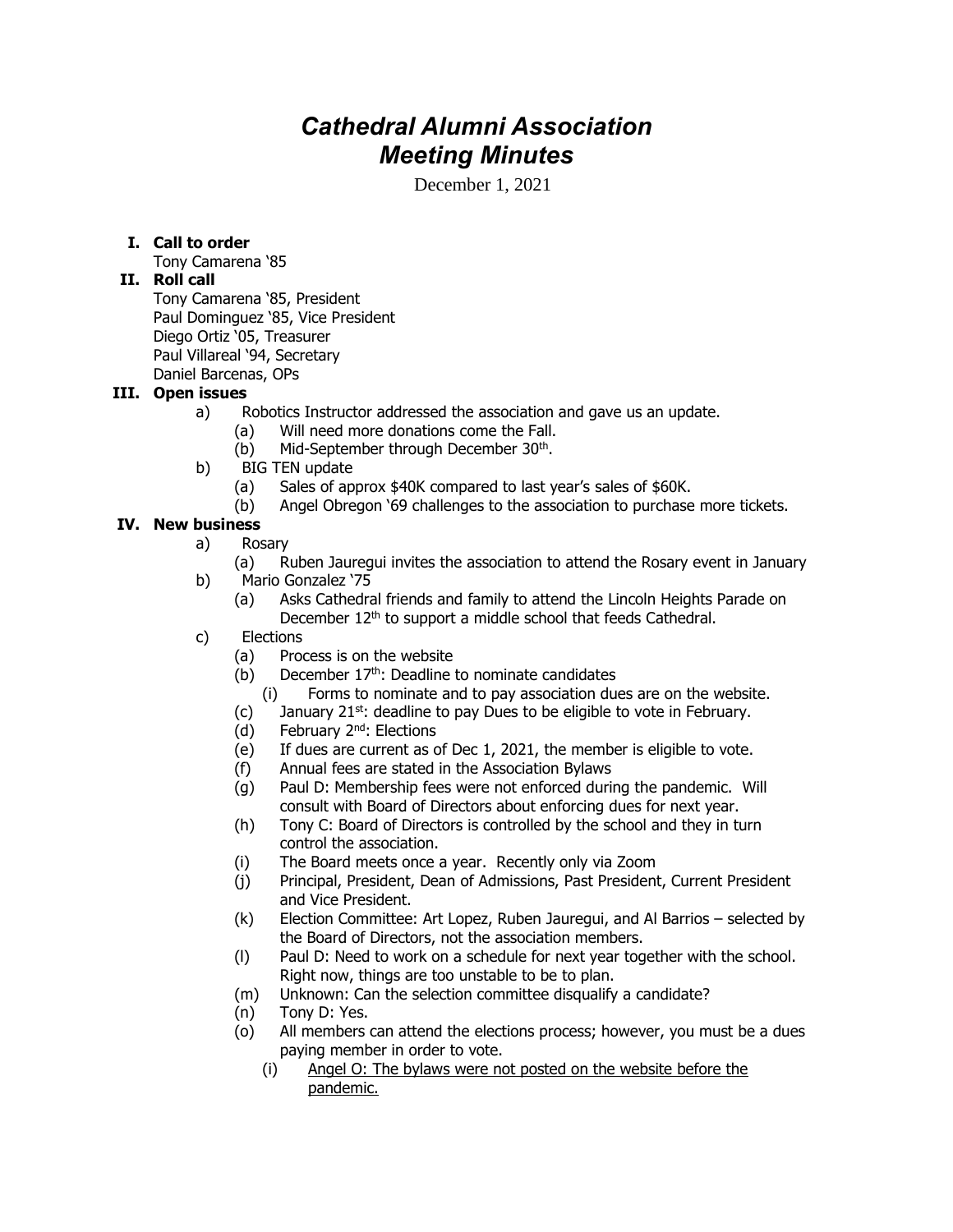# *Cathedral Alumni Association Meeting Minutes*

December 1, 2021

**I. Call to order**

Tony Camarena '85

**II. Roll call**

Tony Camarena '85, President
Paul Dominguez '85, Vice President
Diego Ortiz '05, Treasurer
Paul Villareal '94, Secretary
Daniel Barcenas, OPs

**III. Open issues**

- a) Robotics Instructor addressed the association and gave us an update.
  - (a) Will need more donations come the Fall.
  - (b) Mid-September through December 30th.
- b) BIG TEN update
  - (a) Sales of approx $40K compared to last year's sales of $60K.
  - (b) Angel Obregon '69 challenges to the association to purchase more tickets.

**IV. New business**

- a) Rosary
  - (a) Ruben Jauregui invites the association to attend the Rosary event in January
- b) Mario Gonzalez '75
  - (a) Asks Cathedral friends and family to attend the Lincoln Heights Parade on December 12th to support a middle school that feeds Cathedral.
- c) Elections
  - (a) Process is on the website
  - (b) December 17th: Deadline to nominate candidates
    - (i) Forms to nominate and to pay association dues are on the website.
  - (c) January 21st: deadline to pay Dues to be eligible to vote in February.
  - (d) February 2nd: Elections
  - (e) If dues are current as of Dec 1, 2021, the member is eligible to vote.
  - (f) Annual fees are stated in the Association Bylaws
  - (g) Paul D: Membership fees were not enforced during the pandemic. Will consult with Board of Directors about enforcing dues for next year.
  - (h) Tony C: Board of Directors is controlled by the school and they in turn control the association.
  - (i) The Board meets once a year. Recently only via Zoom
  - (j) Principal, President, Dean of Admissions, Past President, Current President and Vice President.
  - (k) Election Committee: Art Lopez, Ruben Jauregui, and Al Barrios – selected by the Board of Directors, not the association members.
  - (l) Paul D: Need to work on a schedule for next year together with the school. Right now, things are too unstable to be to plan.
  - (m) Unknown: Can the selection committee disqualify a candidate?
  - (n) Tony D: Yes.
  - (o) All members can attend the elections process; however, you must be a dues paying member in order to vote.
    - (i) <u>Angel O: The bylaws were not posted on the website before the pandemic.</u>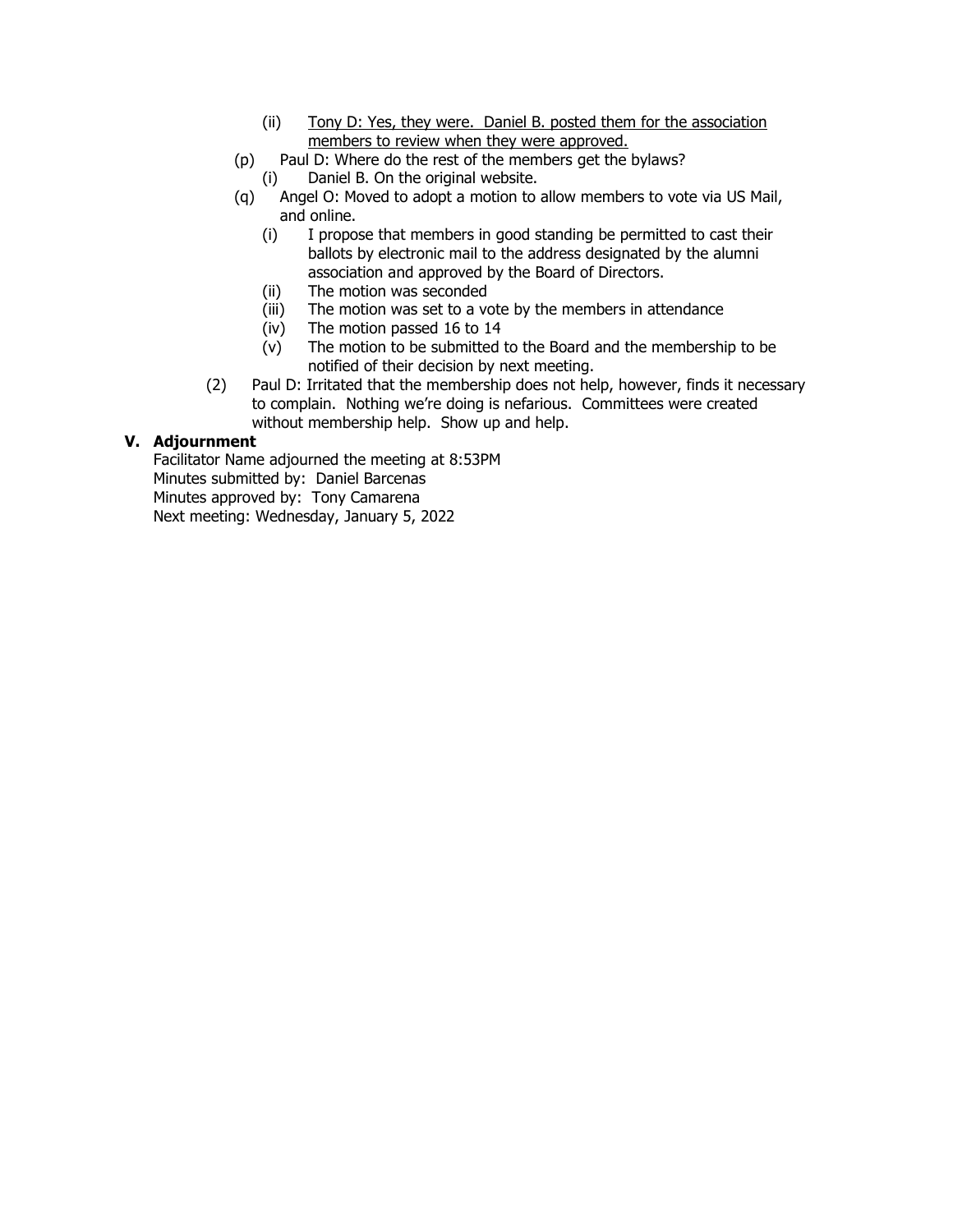(ii) <u>Tony D: Yes, they were. Daniel B. posted them for the association members to review when they were approved.</u>

(p) Paul D: Where do the rest of the members get the bylaws?

(i) Daniel B. On the original website.

(q) Angel O: Moved to adopt a motion to allow members to vote via US Mail, and online.

(i) I propose that members in good standing be permitted to cast their ballots by electronic mail to the address designated by the alumni association and approved by the Board of Directors.

(ii) The motion was seconded

(iii) The motion was set to a vote by the members in attendance

(iv) The motion passed 16 to 14

(v) The motion to be submitted to the Board and the membership to be notified of their decision by next meeting.

(2) Paul D: Irritated that the membership does not help, however, finds it necessary to complain. Nothing we're doing is nefarious. Committees were created without membership help. Show up and help.

## V. Adjournment

Facilitator Name adjourned the meeting at 8:53PM
Minutes submitted by: Daniel Barcenas
Minutes approved by: Tony Camarena
Next meeting: Wednesday, January 5, 2022